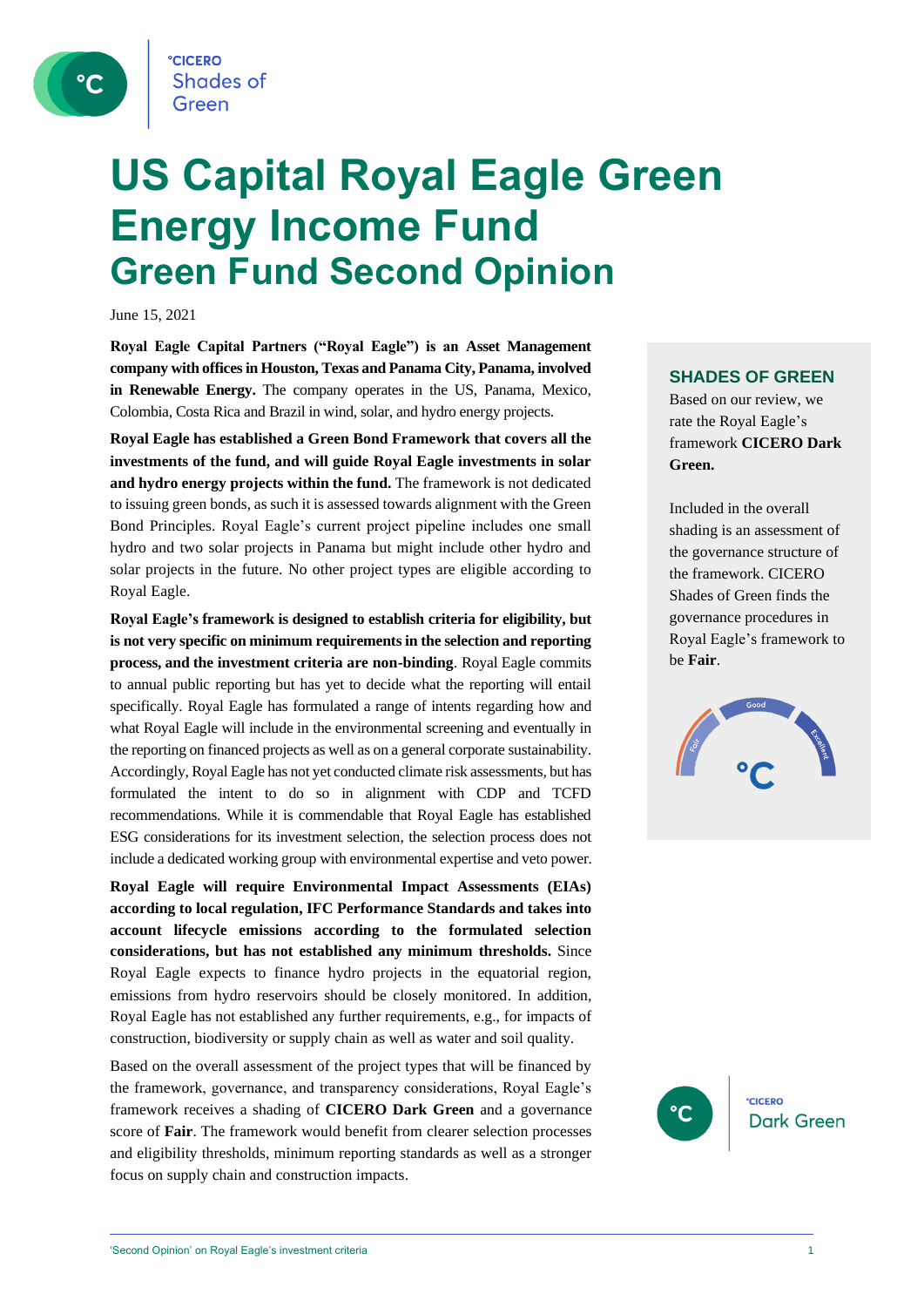# US Capital Royal Eagle Green Energy Income Fund

## Green Fund Second Opinion

June 15, 2021

**Royal Eagle Capital Partners ("Royal Eagle") is an Asset Management company with offices in Houston, Texas and Panama City, Panama, involved in Renewable Energy.** The company operates in the US, Panama, Mexico, Colombia, Costa Rica and Brazil in wind, solar, and hydro energy projects.

**Royal Eagle has established a Green Bond Framework that covers all the investments of the fund, and will guide Royal Eagle investments in solar and hydro energy projects within the fund.** The framework is not dedicated to issuing green bonds, as such it is assessed towards alignment with the Green Bond Principles. Royal Eagle's current project pipeline includes one small hydro and two solar projects in Panama but might include other hydro and solar projects in the future. No other project types are eligible according to Royal Eagle.

**Royal Eagle's framework is designed to establish criteria for eligibility, but is not very specific on minimum requirements in the selection and reporting process, and the investment criteria are non-binding**. Royal Eagle commits to annual public reporting but has yet to decide what the reporting will entail specifically. Royal Eagle has formulated a range of intents regarding how and what Royal Eagle will include in the environmental screening and eventually in the reporting on financed projects as well as on a general corporate sustainability. Accordingly, Royal Eagle has not yet conducted climate risk assessments, but has formulated the intent to do so in alignment with CDP and TCFD recommendations. While it is commendable that Royal Eagle has established ESG considerations for its investment selection, the selection process does not include a dedicated working group with environmental expertise and veto power.

**Royal Eagle will require Environmental Impact Assessments (EIAs) according to local regulation, IFC Performance Standards and takes into account lifecycle emissions according to the formulated selection considerations, but has not established any minimum thresholds.** Since Royal Eagle expects to finance hydro projects in the equatorial region, emissions from hydro reservoirs should be closely monitored. In addition, Royal Eagle has not established any further requirements, e.g., for impacts of construction, biodiversity or supply chain as well as water and soil quality.

Based on the overall assessment of the project types that will be financed by the framework, governance, and transparency considerations, Royal Eagle's framework receives a shading of **CICERO Dark Green** and a governance score of **Fair**. The framework would benefit from clearer selection processes and eligibility thresholds, minimum reporting standards as well as a stronger focus on supply chain and construction impacts.

### SHADES OF GREEN

Based on our review, we rate the Royal Eagle's framework **CICERO Dark Green.**

Included in the overall shading is an assessment of the governance structure of the framework. CICERO Shades of Green finds the governance procedures in Royal Eagle's framework to be **Fair**.

°CICERO Dark Green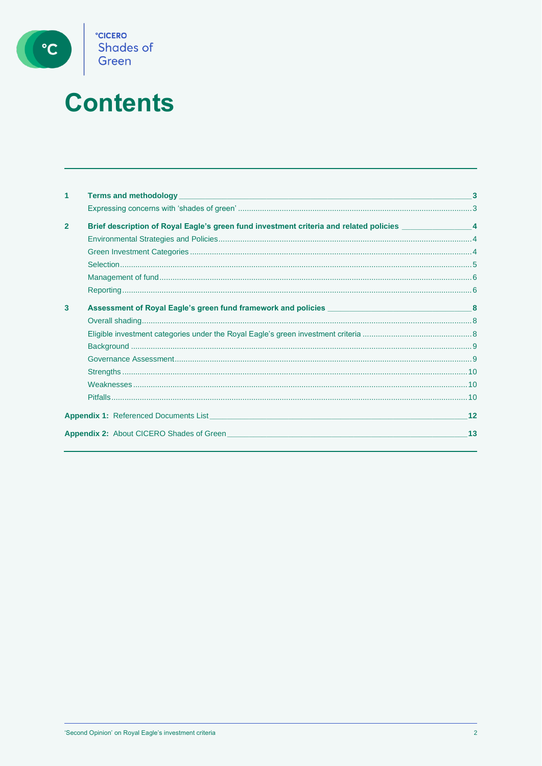# Contents

| | | |
|---|---|---|
| **1** | **Terms and methodology** | **3** |
| | Expressing concerns with 'shades of green' | 3 |
| **2** | **Brief description of Royal Eagle's green fund investment criteria and related policies** | **4** |
| | Environmental Strategies and Policies | 4 |
| | Green Investment Categories | 4 |
| | Selection | 5 |
| | Management of fund | 6 |
| | Reporting | 6 |
| **3** | **Assessment of Royal Eagle's green fund framework and policies** | **8** |
| | Overall shading | 8 |
| | Eligible investment categories under the Royal Eagle's green investment criteria | 8 |
| | Background | 9 |
| | Governance Assessment | 9 |
| | Strengths | 10 |
| | Weaknesses | 10 |
| | Pitfalls | 10 |
| **Appendix 1:** | Referenced Documents List | **12** |
| **Appendix 2:** | About CICERO Shades of Green | **13** |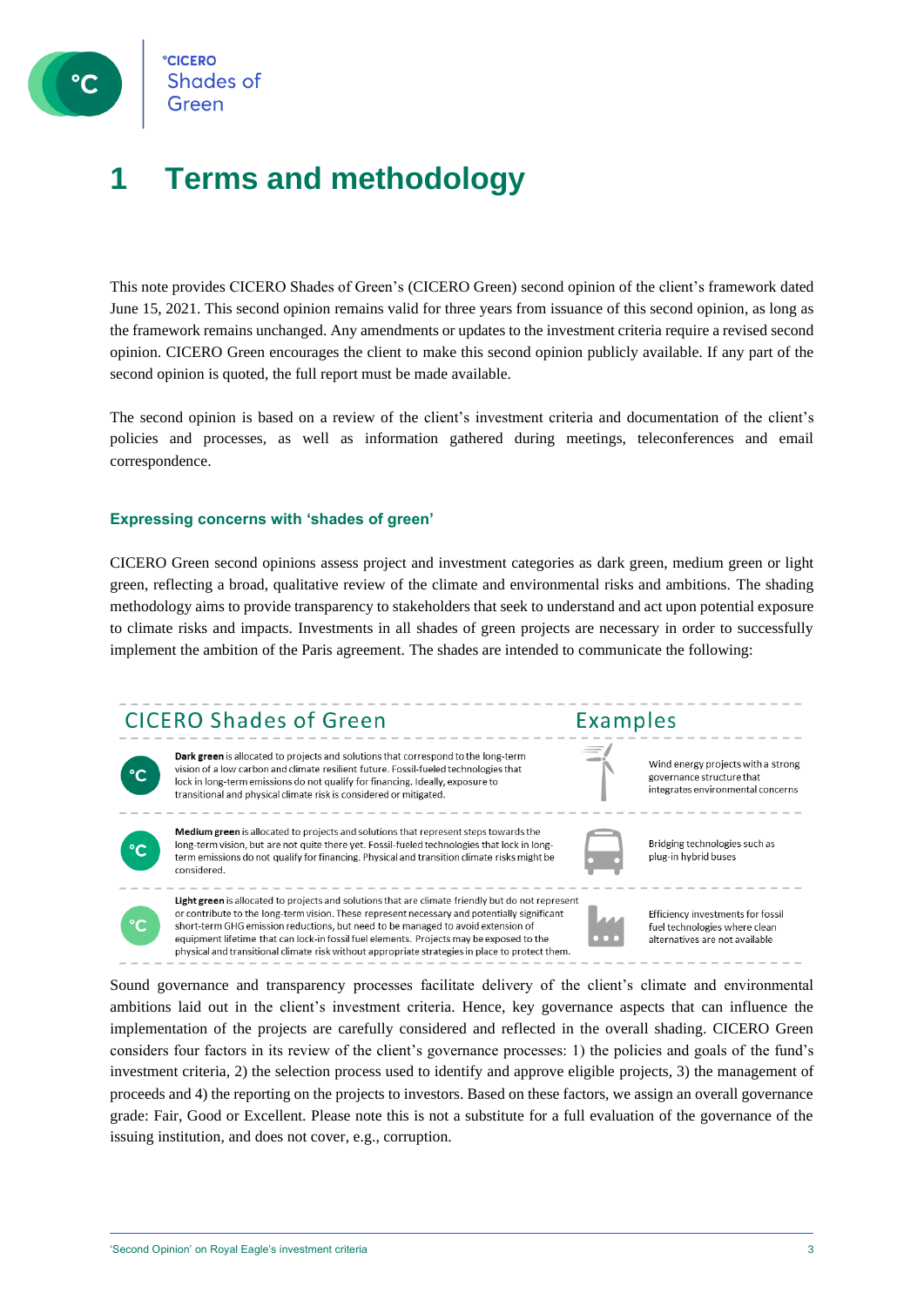# 1 Terms and methodology

This note provides CICERO Shades of Green's (CICERO Green) second opinion of the client's framework dated June 15, 2021. This second opinion remains valid for three years from issuance of this second opinion, as long as the framework remains unchanged. Any amendments or updates to the investment criteria require a revised second opinion. CICERO Green encourages the client to make this second opinion publicly available. If any part of the second opinion is quoted, the full report must be made available.

The second opinion is based on a review of the client's investment criteria and documentation of the client's policies and processes, as well as information gathered during meetings, teleconferences and email correspondence.

### Expressing concerns with 'shades of green'

CICERO Green second opinions assess project and investment categories as dark green, medium green or light green, reflecting a broad, qualitative review of the climate and environmental risks and ambitions. The shading methodology aims to provide transparency to stakeholders that seek to understand and act upon potential exposure to climate risks and impacts. Investments in all shades of green projects are necessary in order to successfully implement the ambition of the Paris agreement. The shades are intended to communicate the following:

| CICERO Shades of Green | Examples |
|---|---|
| **Dark green** is allocated to projects and solutions that correspond to the long-term vision of a low carbon and climate resilient future. Fossil-fueled technologies that lock in long-term emissions do not qualify for financing. Ideally, exposure to transitional and physical climate risk is considered or mitigated. | Wind energy projects with a strong governance structure that integrates environmental concerns |
| **Medium green** is allocated to projects and solutions that represent steps towards the long-term vision, but are not quite there yet. Fossil-fueled technologies that lock in long-term emissions do not qualify for financing. Physical and transition climate risks might be considered. | Bridging technologies such as plug-in hybrid buses |
| **Light green** is allocated to projects and solutions that are climate friendly but do not represent or contribute to the long-term vision. These represent necessary and potentially significant short-term GHG emission reductions, but need to be managed to avoid extension of equipment lifetime that can lock-in fossil fuel elements. Projects may be exposed to the physical and transitional climate risk without appropriate strategies in place to protect them. | Efficiency investments for fossil fuel technologies where clean alternatives are not available |

Sound governance and transparency processes facilitate delivery of the client's climate and environmental ambitions laid out in the client's investment criteria. Hence, key governance aspects that can influence the implementation of the projects are carefully considered and reflected in the overall shading. CICERO Green considers four factors in its review of the client's governance processes: 1) the policies and goals of the fund's investment criteria, 2) the selection process used to identify and approve eligible projects, 3) the management of proceeds and 4) the reporting on the projects to investors. Based on these factors, we assign an overall governance grade: Fair, Good or Excellent. Please note this is not a substitute for a full evaluation of the governance of the issuing institution, and does not cover, e.g., corruption.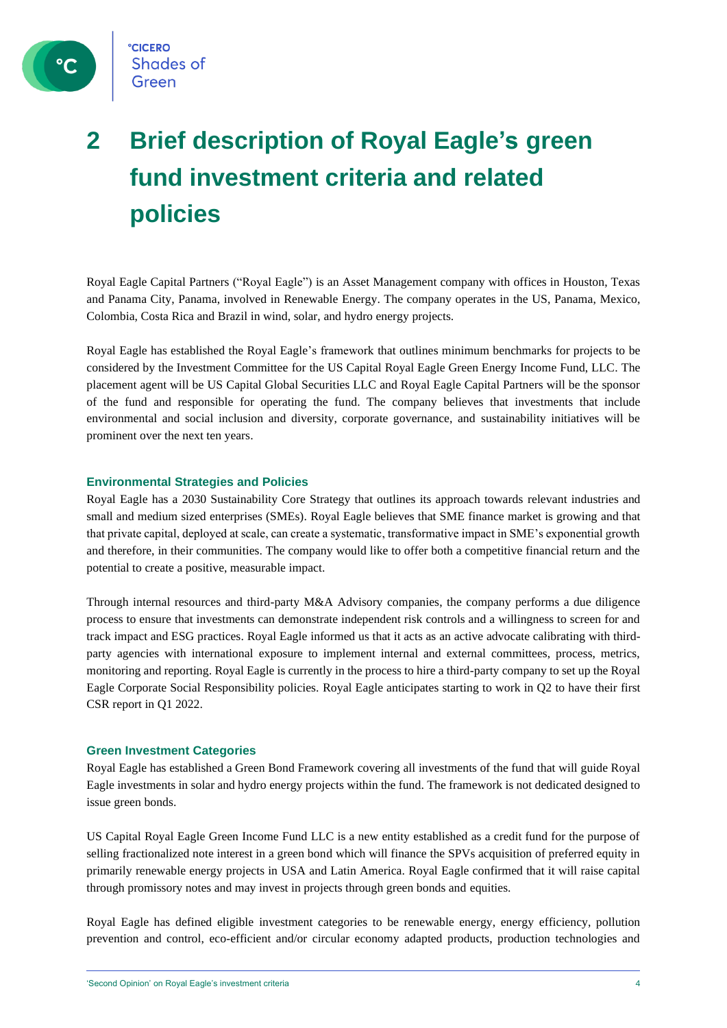# 2 Brief description of Royal Eagle's green fund investment criteria and related policies

Royal Eagle Capital Partners ("Royal Eagle") is an Asset Management company with offices in Houston, Texas and Panama City, Panama, involved in Renewable Energy. The company operates in the US, Panama, Mexico, Colombia, Costa Rica and Brazil in wind, solar, and hydro energy projects.

Royal Eagle has established the Royal Eagle's framework that outlines minimum benchmarks for projects to be considered by the Investment Committee for the US Capital Royal Eagle Green Energy Income Fund, LLC. The placement agent will be US Capital Global Securities LLC and Royal Eagle Capital Partners will be the sponsor of the fund and responsible for operating the fund. The company believes that investments that include environmental and social inclusion and diversity, corporate governance, and sustainability initiatives will be prominent over the next ten years.

### Environmental Strategies and Policies

Royal Eagle has a 2030 Sustainability Core Strategy that outlines its approach towards relevant industries and small and medium sized enterprises (SMEs). Royal Eagle believes that SME finance market is growing and that that private capital, deployed at scale, can create a systematic, transformative impact in SME's exponential growth and therefore, in their communities. The company would like to offer both a competitive financial return and the potential to create a positive, measurable impact.

Through internal resources and third-party M&A Advisory companies, the company performs a due diligence process to ensure that investments can demonstrate independent risk controls and a willingness to screen for and track impact and ESG practices. Royal Eagle informed us that it acts as an active advocate calibrating with third-party agencies with international exposure to implement internal and external committees, process, metrics, monitoring and reporting. Royal Eagle is currently in the process to hire a third-party company to set up the Royal Eagle Corporate Social Responsibility policies. Royal Eagle anticipates starting to work in Q2 to have their first CSR report in Q1 2022.

### Green Investment Categories

Royal Eagle has established a Green Bond Framework covering all investments of the fund that will guide Royal Eagle investments in solar and hydro energy projects within the fund. The framework is not dedicated designed to issue green bonds.

US Capital Royal Eagle Green Income Fund LLC is a new entity established as a credit fund for the purpose of selling fractionalized note interest in a green bond which will finance the SPVs acquisition of preferred equity in primarily renewable energy projects in USA and Latin America. Royal Eagle confirmed that it will raise capital through promissory notes and may invest in projects through green bonds and equities.

Royal Eagle has defined eligible investment categories to be renewable energy, energy efficiency, pollution prevention and control, eco-efficient and/or circular economy adapted products, production technologies and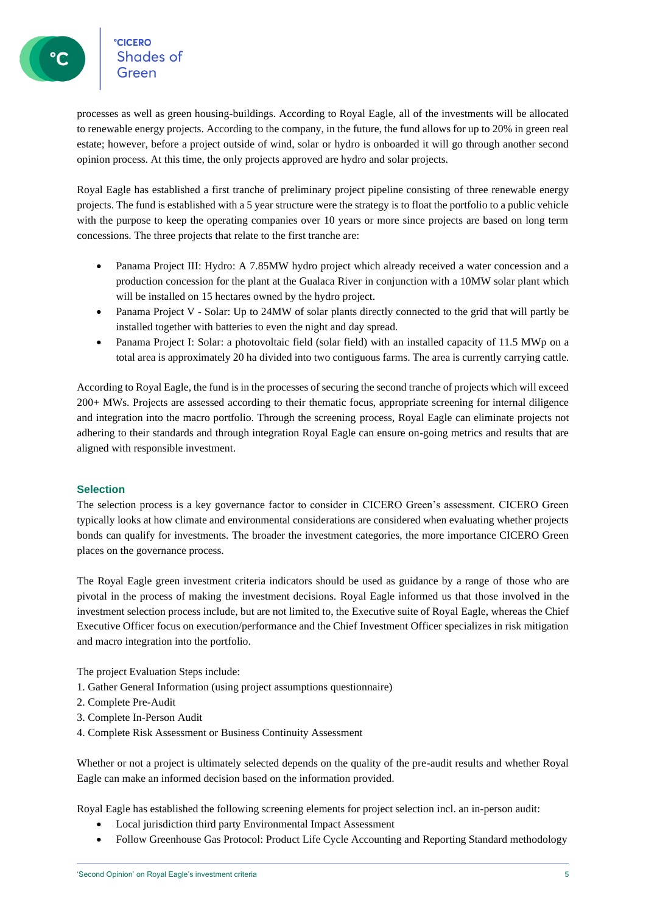processes as well as green housing-buildings. According to Royal Eagle, all of the investments will be allocated to renewable energy projects. According to the company, in the future, the fund allows for up to 20% in green real estate; however, before a project outside of wind, solar or hydro is onboarded it will go through another second opinion process. At this time, the only projects approved are hydro and solar projects.

Royal Eagle has established a first tranche of preliminary project pipeline consisting of three renewable energy projects. The fund is established with a 5 year structure were the strategy is to float the portfolio to a public vehicle with the purpose to keep the operating companies over 10 years or more since projects are based on long term concessions. The three projects that relate to the first tranche are:

- Panama Project III: Hydro: A 7.85MW hydro project which already received a water concession and a production concession for the plant at the Gualaca River in conjunction with a 10MW solar plant which will be installed on 15 hectares owned by the hydro project.
- Panama Project V - Solar: Up to 24MW of solar plants directly connected to the grid that will partly be installed together with batteries to even the night and day spread.
- Panama Project I: Solar: a photovoltaic field (solar field) with an installed capacity of 11.5 MWp on a total area is approximately 20 ha divided into two contiguous farms. The area is currently carrying cattle.

According to Royal Eagle, the fund is in the processes of securing the second tranche of projects which will exceed 200+ MWs. Projects are assessed according to their thematic focus, appropriate screening for internal diligence and integration into the macro portfolio. Through the screening process, Royal Eagle can eliminate projects not adhering to their standards and through integration Royal Eagle can ensure on-going metrics and results that are aligned with responsible investment.

## Selection

The selection process is a key governance factor to consider in CICERO Green's assessment. CICERO Green typically looks at how climate and environmental considerations are considered when evaluating whether projects bonds can qualify for investments. The broader the investment categories, the more importance CICERO Green places on the governance process.

The Royal Eagle green investment criteria indicators should be used as guidance by a range of those who are pivotal in the process of making the investment decisions. Royal Eagle informed us that those involved in the investment selection process include, but are not limited to, the Executive suite of Royal Eagle, whereas the Chief Executive Officer focus on execution/performance and the Chief Investment Officer specializes in risk mitigation and macro integration into the portfolio.

The project Evaluation Steps include:

1. Gather General Information (using project assumptions questionnaire)
2. Complete Pre-Audit
3. Complete In-Person Audit
4. Complete Risk Assessment or Business Continuity Assessment

Whether or not a project is ultimately selected depends on the quality of the pre-audit results and whether Royal Eagle can make an informed decision based on the information provided.

Royal Eagle has established the following screening elements for project selection incl. an in-person audit:

- Local jurisdiction third party Environmental Impact Assessment
- Follow Greenhouse Gas Protocol: Product Life Cycle Accounting and Reporting Standard methodology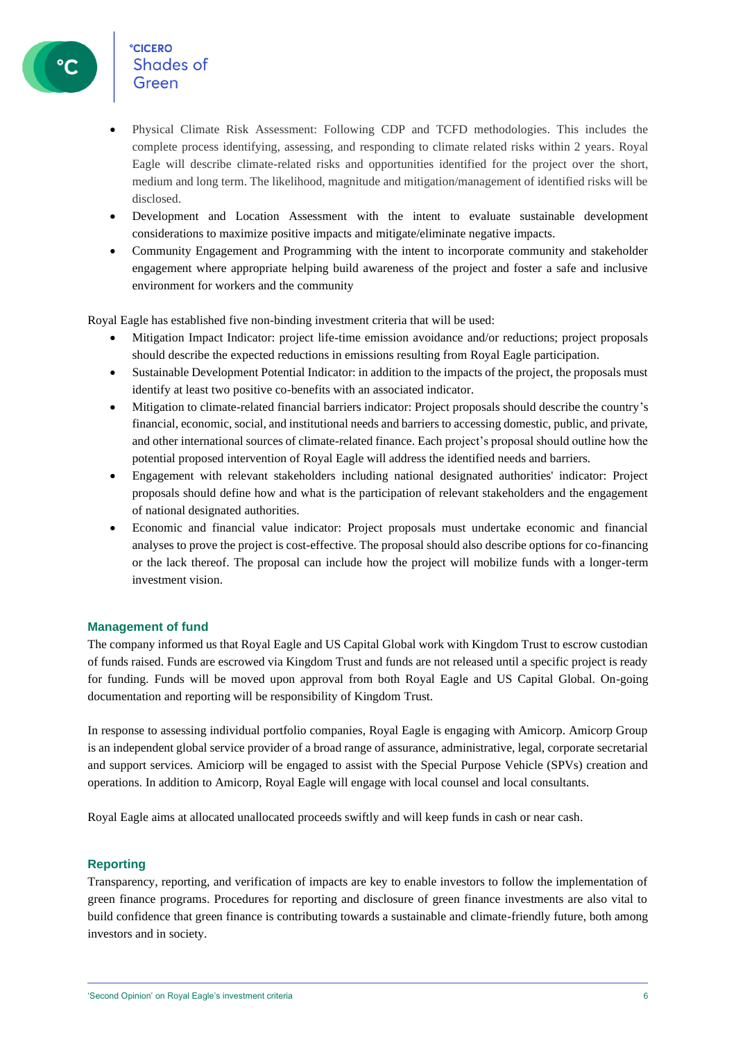- Physical Climate Risk Assessment: Following CDP and TCFD methodologies. This includes the complete process identifying, assessing, and responding to climate related risks within 2 years. Royal Eagle will describe climate-related risks and opportunities identified for the project over the short, medium and long term. The likelihood, magnitude and mitigation/management of identified risks will be disclosed.
- Development and Location Assessment with the intent to evaluate sustainable development considerations to maximize positive impacts and mitigate/eliminate negative impacts.
- Community Engagement and Programming with the intent to incorporate community and stakeholder engagement where appropriate helping build awareness of the project and foster a safe and inclusive environment for workers and the community

Royal Eagle has established five non-binding investment criteria that will be used:

- Mitigation Impact Indicator: project life-time emission avoidance and/or reductions; project proposals should describe the expected reductions in emissions resulting from Royal Eagle participation.
- Sustainable Development Potential Indicator: in addition to the impacts of the project, the proposals must identify at least two positive co-benefits with an associated indicator.
- Mitigation to climate-related financial barriers indicator: Project proposals should describe the country's financial, economic, social, and institutional needs and barriers to accessing domestic, public, and private, and other international sources of climate-related finance. Each project's proposal should outline how the potential proposed intervention of Royal Eagle will address the identified needs and barriers.
- Engagement with relevant stakeholders including national designated authorities' indicator: Project proposals should define how and what is the participation of relevant stakeholders and the engagement of national designated authorities.
- Economic and financial value indicator: Project proposals must undertake economic and financial analyses to prove the project is cost-effective. The proposal should also describe options for co-financing or the lack thereof. The proposal can include how the project will mobilize funds with a longer-term investment vision.

## Management of fund

The company informed us that Royal Eagle and US Capital Global work with Kingdom Trust to escrow custodian of funds raised. Funds are escrowed via Kingdom Trust and funds are not released until a specific project is ready for funding. Funds will be moved upon approval from both Royal Eagle and US Capital Global. On-going documentation and reporting will be responsibility of Kingdom Trust.

In response to assessing individual portfolio companies, Royal Eagle is engaging with Amicorp. Amicorp Group is an independent global service provider of a broad range of assurance, administrative, legal, corporate secretarial and support services. Amiciorp will be engaged to assist with the Special Purpose Vehicle (SPVs) creation and operations. In addition to Amicorp, Royal Eagle will engage with local counsel and local consultants.

Royal Eagle aims at allocated unallocated proceeds swiftly and will keep funds in cash or near cash.

## Reporting

Transparency, reporting, and verification of impacts are key to enable investors to follow the implementation of green finance programs. Procedures for reporting and disclosure of green finance investments are also vital to build confidence that green finance is contributing towards a sustainable and climate-friendly future, both among investors and in society.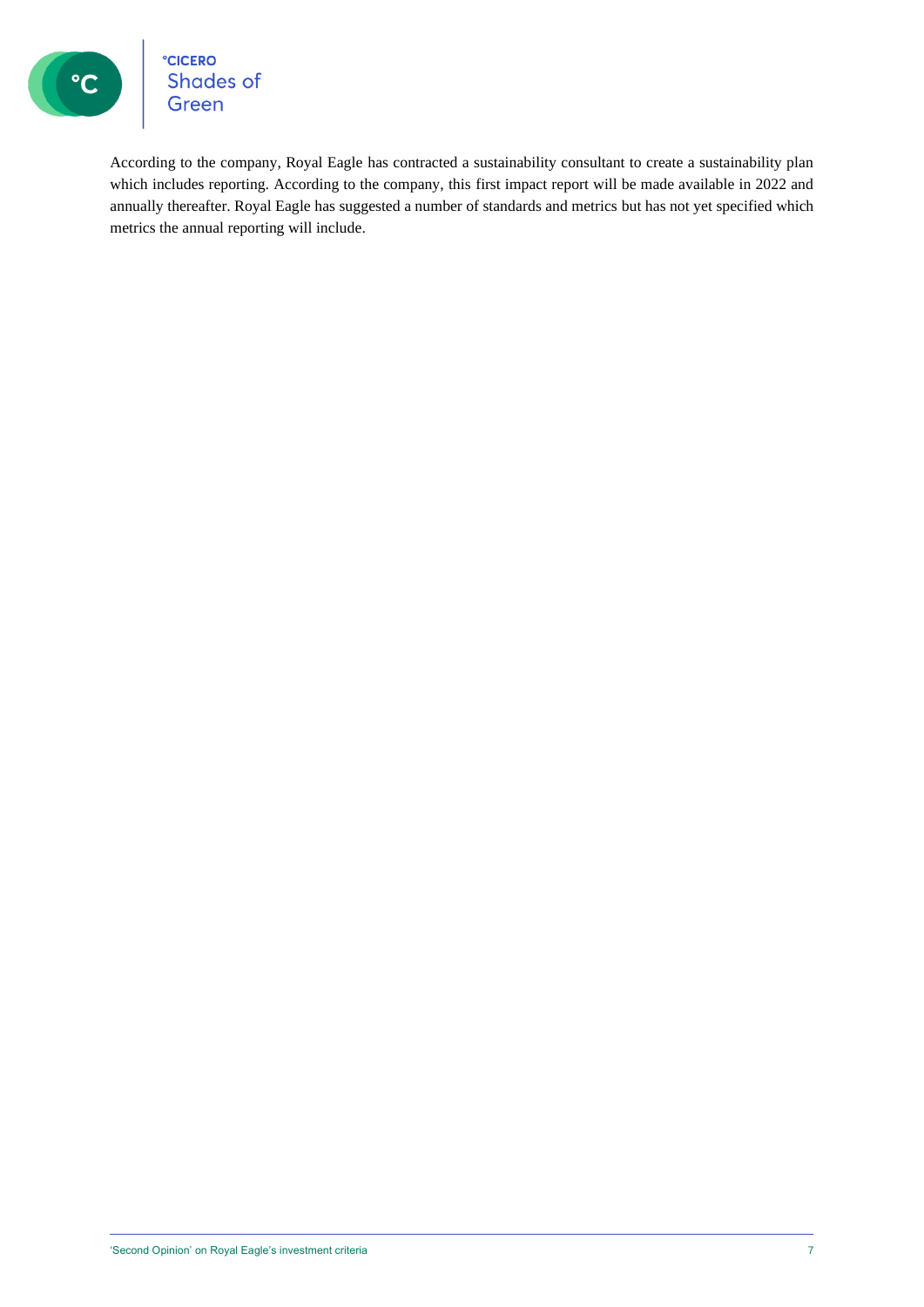According to the company, Royal Eagle has contracted a sustainability consultant to create a sustainability plan which includes reporting. According to the company, this first impact report will be made available in 2022 and annually thereafter. Royal Eagle has suggested a number of standards and metrics but has not yet specified which metrics the annual reporting will include.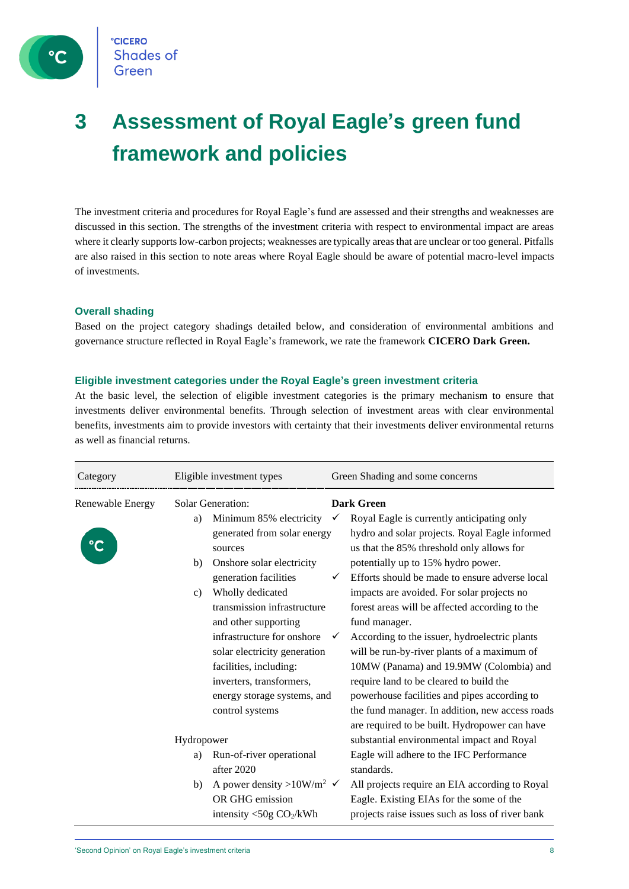# 3 Assessment of Royal Eagle's green fund framework and policies

The investment criteria and procedures for Royal Eagle's fund are assessed and their strengths and weaknesses are discussed in this section. The strengths of the investment criteria with respect to environmental impact are areas where it clearly supports low-carbon projects; weaknesses are typically areas that are unclear or too general. Pitfalls are also raised in this section to note areas where Royal Eagle should be aware of potential macro-level impacts of investments.

### Overall shading

Based on the project category shadings detailed below, and consideration of environmental ambitions and governance structure reflected in Royal Eagle's framework, we rate the framework **CICERO Dark Green.**

### Eligible investment categories under the Royal Eagle's green investment criteria

At the basic level, the selection of eligible investment categories is the primary mechanism to ensure that investments deliver environmental benefits. Through selection of investment areas with clear environmental benefits, investments aim to provide investors with certainty that their investments deliver environmental returns as well as financial returns.

| Category | Eligible investment types | Green Shading and some concerns |
|---|---|---|
| Renewable Energy | Solar Generation:<br>a) Minimum 85% electricity generated from solar energy sources<br>b) Onshore solar electricity generation facilities<br>c) Wholly dedicated transmission infrastructure and other supporting infrastructure for onshore solar electricity generation facilities, including: inverters, transformers, energy storage systems, and control systems<br><br>Hydropower<br>a) Run-of-river operational after 2020<br>b) A power density >10W/m$^2$ OR GHG emission intensity <50g $CO_2$/kWh | **Dark Green**<br>✓ Royal Eagle is currently anticipating only hydro and solar projects. Royal Eagle informed us that the 85% threshold only allows for potentially up to 15% hydro power.<br>✓ Efforts should be made to ensure adverse local impacts are avoided. For solar projects no forest areas will be affected according to the fund manager.<br>✓ According to the issuer, hydroelectric plants will be run-by-river plants of a maximum of 10MW (Panama) and 19.9MW (Colombia) and require land to be cleared to build the powerhouse facilities and pipes according to the fund manager. In addition, new access roads are required to be built. Hydropower can have substantial environmental impact and Royal Eagle will adhere to the IFC Performance standards.<br>✓ All projects require an EIA according to Royal Eagle. Existing EIAs for the some of the projects raise issues such as loss of river bank |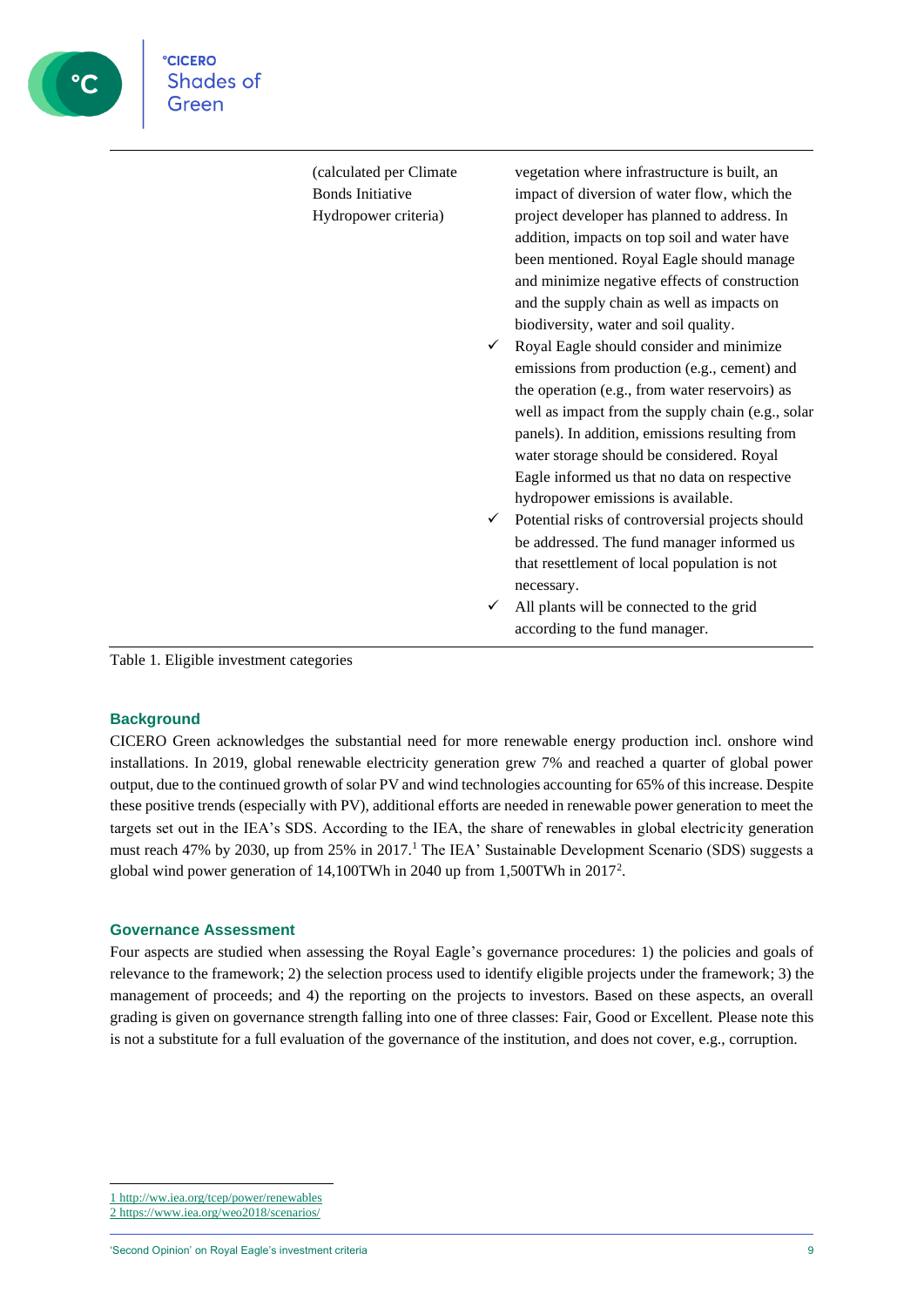| | | |
|---|---|---|
| | (calculated per Climate Bonds Initiative Hydropower criteria) | vegetation where infrastructure is built, an impact of diversion of water flow, which the project developer has planned to address. In addition, impacts on top soil and water have been mentioned. Royal Eagle should manage and minimize negative effects of construction and the supply chain as well as impacts on biodiversity, water and soil quality.<br>✓ Royal Eagle should consider and minimize emissions from production (e.g., cement) and the operation (e.g., from water reservoirs) as well as impact from the supply chain (e.g., solar panels). In addition, emissions resulting from water storage should be considered. Royal Eagle informed us that no data on respective hydropower emissions is available.<br>✓ Potential risks of controversial projects should be addressed. The fund manager informed us that resettlement of local population is not necessary.<br>✓ All plants will be connected to the grid according to the fund manager. |

Table 1. Eligible investment categories

## Background

CICERO Green acknowledges the substantial need for more renewable energy production incl. onshore wind installations. In 2019, global renewable electricity generation grew 7% and reached a quarter of global power output, due to the continued growth of solar PV and wind technologies accounting for 65% of this increase. Despite these positive trends (especially with PV), additional efforts are needed in renewable power generation to meet the targets set out in the IEA's SDS. According to the IEA, the share of renewables in global electricity generation must reach 47% by 2030, up from 25% in 2017.[1] The IEA' Sustainable Development Scenario (SDS) suggests a global wind power generation of 14,100TWh in 2040 up from 1,500TWh in 2017[2].

## Governance Assessment

Four aspects are studied when assessing the Royal Eagle's governance procedures: 1) the policies and goals of relevance to the framework; 2) the selection process used to identify eligible projects under the framework; 3) the management of proceeds; and 4) the reporting on the projects to investors. Based on these aspects, an overall grading is given on governance strength falling into one of three classes: Fair, Good or Excellent. Please note this is not a substitute for a full evaluation of the governance of the institution, and does not cover, e.g., corruption.

---

1 http://ww.iea.org/tcep/power/renewables
2 https://www.iea.org/weo2018/scenarios/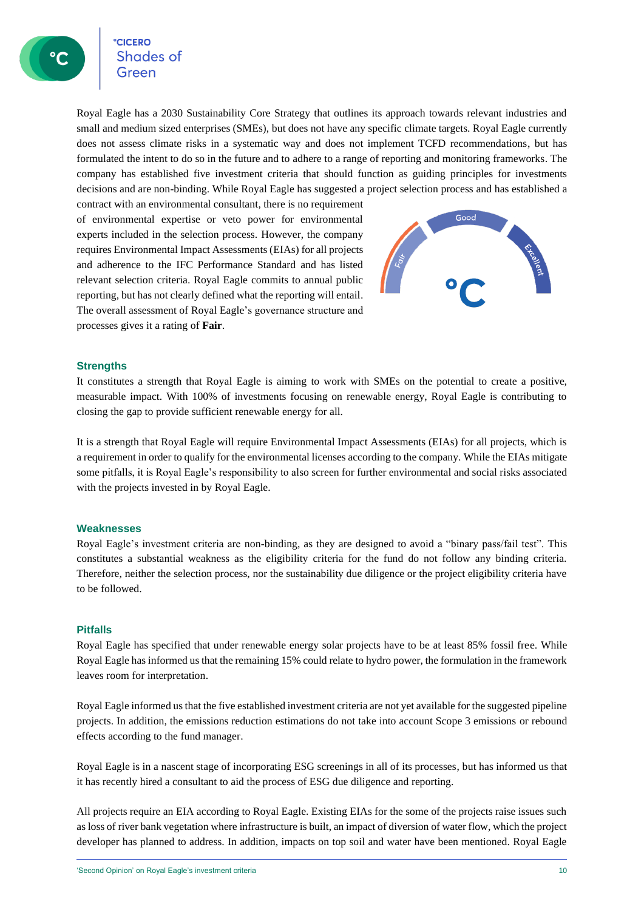Royal Eagle has a 2030 Sustainability Core Strategy that outlines its approach towards relevant industries and small and medium sized enterprises (SMEs), but does not have any specific climate targets. Royal Eagle currently does not assess climate risks in a systematic way and does not implement TCFD recommendations, but has formulated the intent to do so in the future and to adhere to a range of reporting and monitoring frameworks. The company has established five investment criteria that should function as guiding principles for investments decisions and are non-binding. While Royal Eagle has suggested a project selection process and has established a contract with an environmental consultant, there is no requirement of environmental expertise or veto power for environmental experts included in the selection process. However, the company requires Environmental Impact Assessments (EIAs) for all projects and adherence to the IFC Performance Standard and has listed relevant selection criteria. Royal Eagle commits to annual public reporting, but has not clearly defined what the reporting will entail. The overall assessment of Royal Eagle's governance structure and processes gives it a rating of **Fair**.

### Strengths

It constitutes a strength that Royal Eagle is aiming to work with SMEs on the potential to create a positive, measurable impact. With 100% of investments focusing on renewable energy, Royal Eagle is contributing to closing the gap to provide sufficient renewable energy for all.

It is a strength that Royal Eagle will require Environmental Impact Assessments (EIAs) for all projects, which is a requirement in order to qualify for the environmental licenses according to the company. While the EIAs mitigate some pitfalls, it is Royal Eagle's responsibility to also screen for further environmental and social risks associated with the projects invested in by Royal Eagle.

### Weaknesses

Royal Eagle's investment criteria are non-binding, as they are designed to avoid a "binary pass/fail test". This constitutes a substantial weakness as the eligibility criteria for the fund do not follow any binding criteria. Therefore, neither the selection process, nor the sustainability due diligence or the project eligibility criteria have to be followed.

### Pitfalls

Royal Eagle has specified that under renewable energy solar projects have to be at least 85% fossil free. While Royal Eagle has informed us that the remaining 15% could relate to hydro power, the formulation in the framework leaves room for interpretation.

Royal Eagle informed us that the five established investment criteria are not yet available for the suggested pipeline projects. In addition, the emissions reduction estimations do not take into account Scope 3 emissions or rebound effects according to the fund manager.

Royal Eagle is in a nascent stage of incorporating ESG screenings in all of its processes, but has informed us that it has recently hired a consultant to aid the process of ESG due diligence and reporting.

All projects require an EIA according to Royal Eagle. Existing EIAs for the some of the projects raise issues such as loss of river bank vegetation where infrastructure is built, an impact of diversion of water flow, which the project developer has planned to address. In addition, impacts on top soil and water have been mentioned. Royal Eagle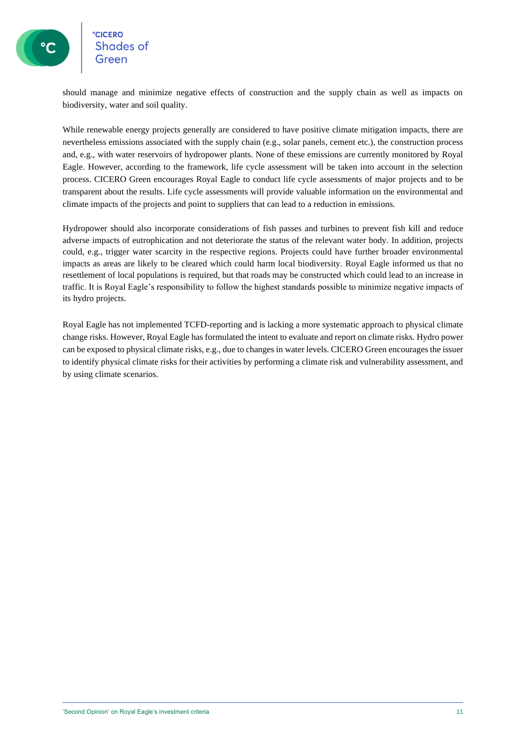should manage and minimize negative effects of construction and the supply chain as well as impacts on biodiversity, water and soil quality.

While renewable energy projects generally are considered to have positive climate mitigation impacts, there are nevertheless emissions associated with the supply chain (e.g., solar panels, cement etc.), the construction process and, e.g., with water reservoirs of hydropower plants. None of these emissions are currently monitored by Royal Eagle. However, according to the framework, life cycle assessment will be taken into account in the selection process. CICERO Green encourages Royal Eagle to conduct life cycle assessments of major projects and to be transparent about the results. Life cycle assessments will provide valuable information on the environmental and climate impacts of the projects and point to suppliers that can lead to a reduction in emissions.

Hydropower should also incorporate considerations of fish passes and turbines to prevent fish kill and reduce adverse impacts of eutrophication and not deteriorate the status of the relevant water body. In addition, projects could, e.g., trigger water scarcity in the respective regions. Projects could have further broader environmental impacts as areas are likely to be cleared which could harm local biodiversity. Royal Eagle informed us that no resettlement of local populations is required, but that roads may be constructed which could lead to an increase in traffic. It is Royal Eagle's responsibility to follow the highest standards possible to minimize negative impacts of its hydro projects.

Royal Eagle has not implemented TCFD-reporting and is lacking a more systematic approach to physical climate change risks. However, Royal Eagle has formulated the intent to evaluate and report on climate risks. Hydro power can be exposed to physical climate risks, e.g., due to changes in water levels. CICERO Green encourages the issuer to identify physical climate risks for their activities by performing a climate risk and vulnerability assessment, and by using climate scenarios.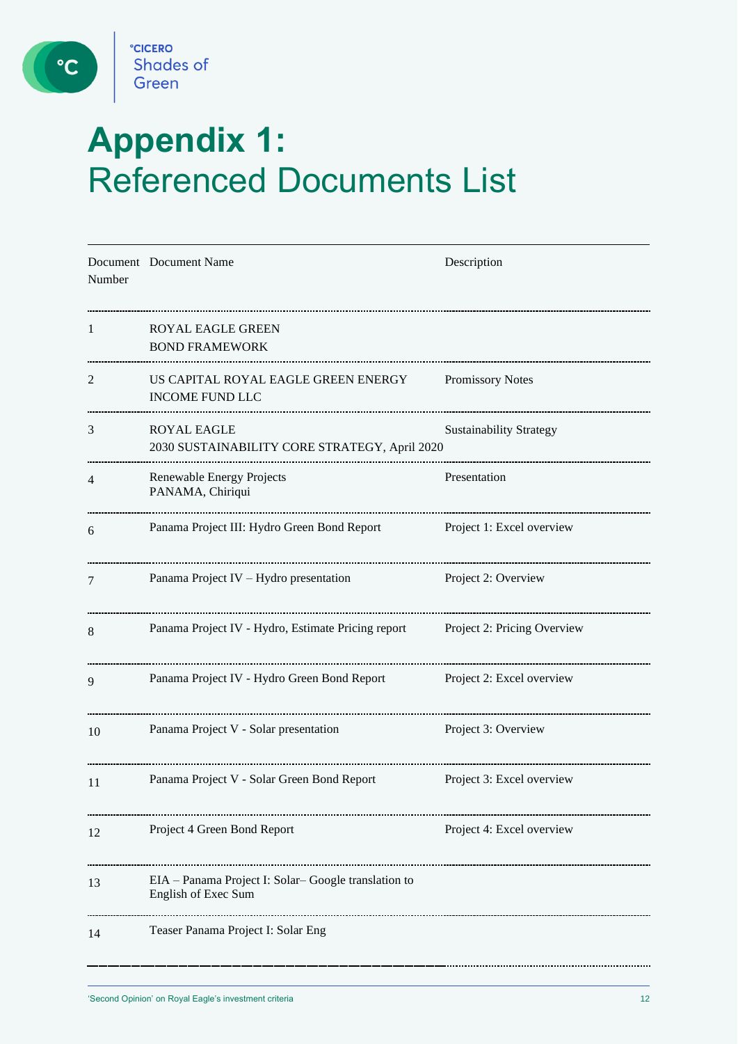# Appendix 1: Referenced Documents List

| Document Number | Document Name | Description |
|---|---|---|
| 1 | ROYAL EAGLE GREEN BOND FRAMEWORK | |
| 2 | US CAPITAL ROYAL EAGLE GREEN ENERGY INCOME FUND LLC | Promissory Notes |
| 3 | ROYAL EAGLE 2030 SUSTAINABILITY CORE STRATEGY, April 2020 | Sustainability Strategy |
| 4 | Renewable Energy Projects PANAMA, Chiriqui | Presentation |
| 6 | Panama Project III: Hydro Green Bond Report | Project 1: Excel overview |
| 7 | Panama Project IV – Hydro presentation | Project 2: Overview |
| 8 | Panama Project IV - Hydro, Estimate Pricing report | Project 2: Pricing Overview |
| 9 | Panama Project IV - Hydro Green Bond Report | Project 2: Excel overview |
| 10 | Panama Project V - Solar presentation | Project 3: Overview |
| 11 | Panama Project V - Solar Green Bond Report | Project 3: Excel overview |
| 12 | Project 4 Green Bond Report | Project 4: Excel overview |
| 13 | EIA – Panama Project I: Solar– Google translation to English of Exec Sum | |
| 14 | Teaser Panama Project I: Solar Eng | |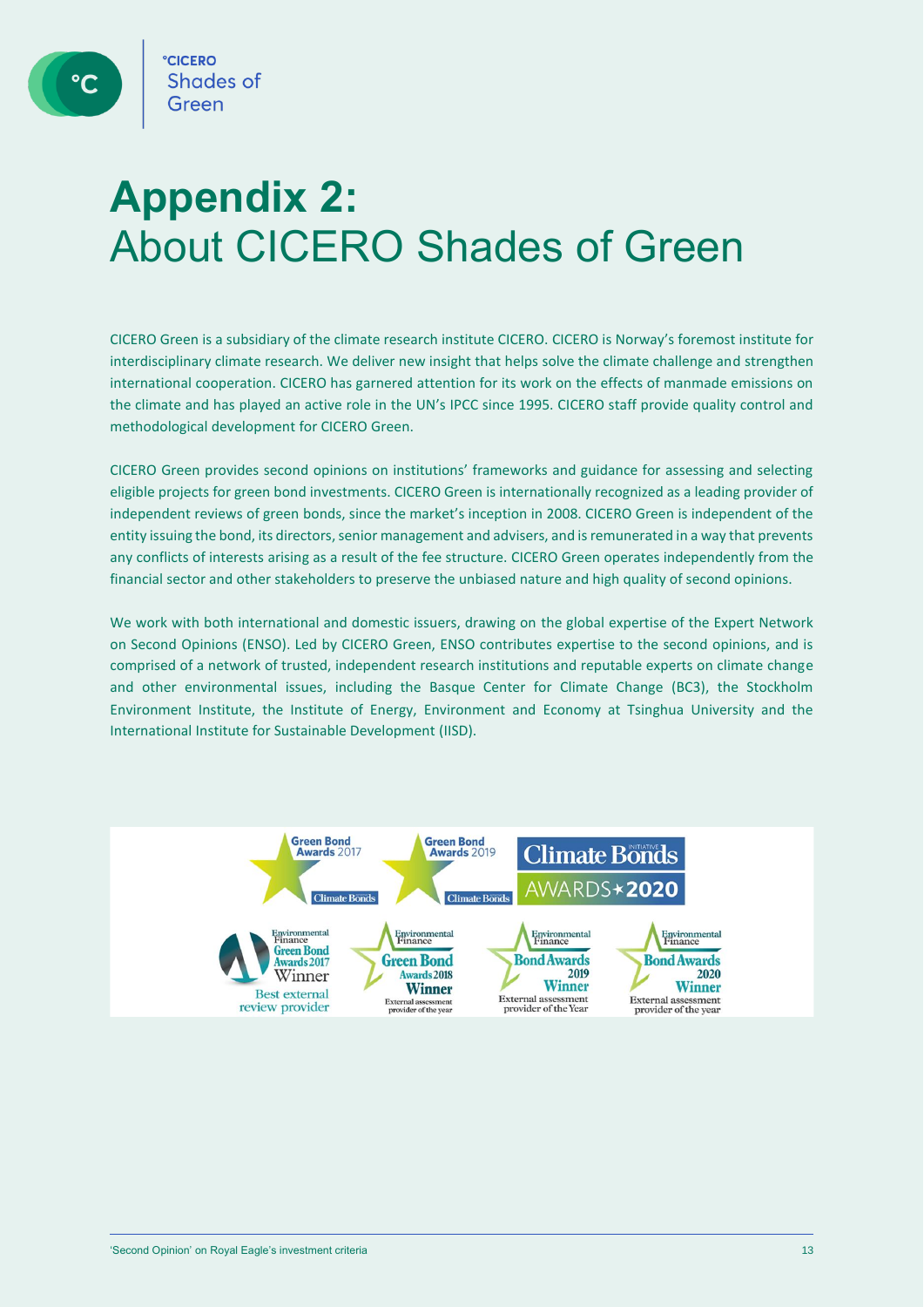# Appendix 2: About CICERO Shades of Green

CICERO Green is a subsidiary of the climate research institute CICERO. CICERO is Norway's foremost institute for interdisciplinary climate research. We deliver new insight that helps solve the climate challenge and strengthen international cooperation. CICERO has garnered attention for its work on the effects of manmade emissions on the climate and has played an active role in the UN's IPCC since 1995. CICERO staff provide quality control and methodological development for CICERO Green.

CICERO Green provides second opinions on institutions' frameworks and guidance for assessing and selecting eligible projects for green bond investments. CICERO Green is internationally recognized as a leading provider of independent reviews of green bonds, since the market's inception in 2008. CICERO Green is independent of the entity issuing the bond, its directors, senior management and advisers, and is remunerated in a way that prevents any conflicts of interests arising as a result of the fee structure. CICERO Green operates independently from the financial sector and other stakeholders to preserve the unbiased nature and high quality of second opinions.

We work with both international and domestic issuers, drawing on the global expertise of the Expert Network on Second Opinions (ENSO). Led by CICERO Green, ENSO contributes expertise to the second opinions, and is comprised of a network of trusted, independent research institutions and reputable experts on climate change and other environmental issues, including the Basque Center for Climate Change (BC3), the Stockholm Environment Institute, the Institute of Energy, Environment and Economy at Tsinghua University and the International Institute for Sustainable Development (IISD).

Green Bond Awards 2017 Climate Bonds

Green Bond Awards 2019 Climate Bonds

Climate Bonds Initiative AWARDS 2020

Environmental Finance Green Bond Awards 2017 Winner Best external review provider

Environmental Finance Green Bond Awards 2018 Winner External assessment provider of the year

Environmental Finance Bond Awards 2019 Winner External assessment provider of the Year

Environmental Finance Bond Awards 2020 Winner External assessment provider of the year